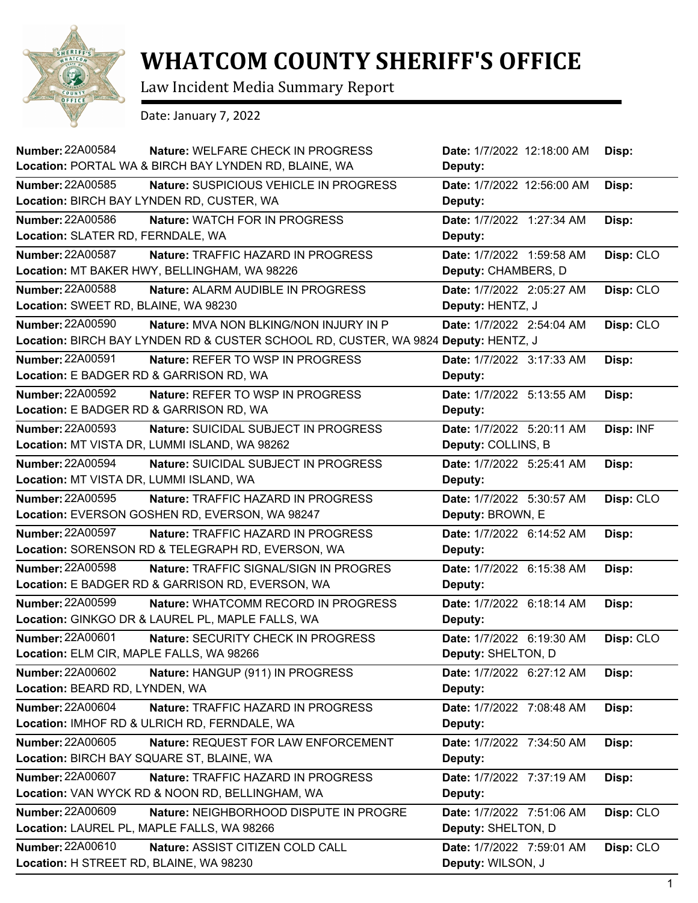# WHATCOM COUNTY SHERIFF'S OFFICE

Law Incident Media Summary Report

Date: January 7, 2022

| Number | Nature | Location | Date | Deputy | Disp |
|---|---|---|---|---|---|
| 22A00584 | WELFARE CHECK IN PROGRESS | PORTAL WA & BIRCH BAY LYNDEN RD, BLAINE, WA | 1/7/2022 12:18:00 AM | | |
| 22A00585 | SUSPICIOUS VEHICLE IN PROGRESS | BIRCH BAY LYNDEN RD, CUSTER, WA | 1/7/2022 12:56:00 AM | | |
| 22A00586 | WATCH FOR IN PROGRESS | SLATER RD, FERNDALE, WA | 1/7/2022 1:27:34 AM | | |
| 22A00587 | TRAFFIC HAZARD IN PROGRESS | MT BAKER HWY, BELLINGHAM, WA 98226 | 1/7/2022 1:59:58 AM | CHAMBERS, D | CLO |
| 22A00588 | ALARM AUDIBLE IN PROGRESS | SWEET RD, BLAINE, WA 98230 | 1/7/2022 2:05:27 AM | HENTZ, J | CLO |
| 22A00590 | MVA NON BLKING/NON INJURY IN P | BIRCH BAY LYNDEN RD & CUSTER SCHOOL RD, CUSTER, WA 9824 | 1/7/2022 2:54:04 AM | HENTZ, J | CLO |
| 22A00591 | REFER TO WSP IN PROGRESS | E BADGER RD & GARRISON RD, WA | 1/7/2022 3:17:33 AM | | |
| 22A00592 | REFER TO WSP IN PROGRESS | E BADGER RD & GARRISON RD, WA | 1/7/2022 5:13:55 AM | | |
| 22A00593 | SUICIDAL SUBJECT IN PROGRESS | MT VISTA DR, LUMMI ISLAND, WA 98262 | 1/7/2022 5:20:11 AM | COLLINS, B | INF |
| 22A00594 | SUICIDAL SUBJECT IN PROGRESS | MT VISTA DR, LUMMI ISLAND, WA | 1/7/2022 5:25:41 AM | | |
| 22A00595 | TRAFFIC HAZARD IN PROGRESS | EVERSON GOSHEN RD, EVERSON, WA 98247 | 1/7/2022 5:30:57 AM | BROWN, E | CLO |
| 22A00597 | TRAFFIC HAZARD IN PROGRESS | SORENSON RD & TELEGRAPH RD, EVERSON, WA | 1/7/2022 6:14:52 AM | | |
| 22A00598 | TRAFFIC SIGNAL/SIGN IN PROGRES | E BADGER RD & GARRISON RD, EVERSON, WA | 1/7/2022 6:15:38 AM | | |
| 22A00599 | WHATCOMM RECORD IN PROGRESS | GINKGO DR & LAUREL PL, MAPLE FALLS, WA | 1/7/2022 6:18:14 AM | | |
| 22A00601 | SECURITY CHECK IN PROGRESS | ELM CIR, MAPLE FALLS, WA 98266 | 1/7/2022 6:19:30 AM | SHELTON, D | CLO |
| 22A00602 | HANGUP (911) IN PROGRESS | BEARD RD, LYNDEN, WA | 1/7/2022 6:27:12 AM | | |
| 22A00604 | TRAFFIC HAZARD IN PROGRESS | IMHOF RD & ULRICH RD, FERNDALE, WA | 1/7/2022 7:08:48 AM | | |
| 22A00605 | REQUEST FOR LAW ENFORCEMENT | BIRCH BAY SQUARE ST, BLAINE, WA | 1/7/2022 7:34:50 AM | | |
| 22A00607 | TRAFFIC HAZARD IN PROGRESS | VAN WYCK RD & NOON RD, BELLINGHAM, WA | 1/7/2022 7:37:19 AM | | |
| 22A00609 | NEIGHBORHOOD DISPUTE IN PROGRE | LAUREL PL, MAPLE FALLS, WA 98266 | 1/7/2022 7:51:06 AM | SHELTON, D | CLO |
| 22A00610 | ASSIST CITIZEN COLD CALL | H STREET RD, BLAINE, WA 98230 | 1/7/2022 7:59:01 AM | WILSON, J | CLO |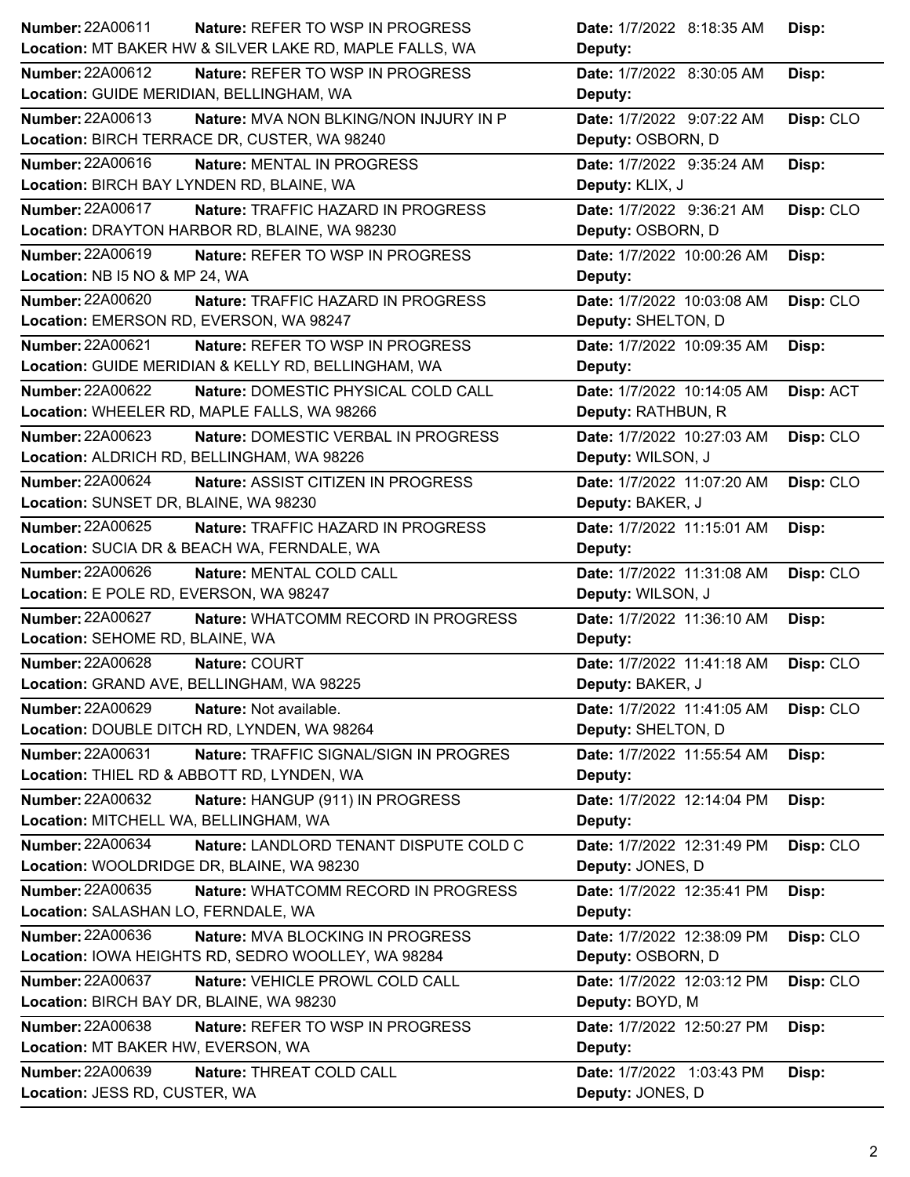| Number | Nature | Location | Date | Deputy | Disp |
|---|---|---|---|---|---|
| 22A00611 | REFER TO WSP IN PROGRESS | MT BAKER HW & SILVER LAKE RD, MAPLE FALLS, WA | 1/7/2022 8:18:35 AM | | |
| 22A00612 | REFER TO WSP IN PROGRESS | GUIDE MERIDIAN, BELLINGHAM, WA | 1/7/2022 8:30:05 AM | | |
| 22A00613 | MVA NON BLKING/NON INJURY IN P | BIRCH TERRACE DR, CUSTER, WA 98240 | 1/7/2022 9:07:22 AM | OSBORN, D | CLO |
| 22A00616 | MENTAL IN PROGRESS | BIRCH BAY LYNDEN RD, BLAINE, WA | 1/7/2022 9:35:24 AM | KLIX, J | |
| 22A00617 | TRAFFIC HAZARD IN PROGRESS | DRAYTON HARBOR RD, BLAINE, WA 98230 | 1/7/2022 9:36:21 AM | OSBORN, D | CLO |
| 22A00619 | REFER TO WSP IN PROGRESS | NB I5 NO & MP 24, WA | 1/7/2022 10:00:26 AM | | |
| 22A00620 | TRAFFIC HAZARD IN PROGRESS | EMERSON RD, EVERSON, WA 98247 | 1/7/2022 10:03:08 AM | SHELTON, D | CLO |
| 22A00621 | REFER TO WSP IN PROGRESS | GUIDE MERIDIAN & KELLY RD, BELLINGHAM, WA | 1/7/2022 10:09:35 AM | | |
| 22A00622 | DOMESTIC PHYSICAL COLD CALL | WHEELER RD, MAPLE FALLS, WA 98266 | 1/7/2022 10:14:05 AM | RATHBUN, R | ACT |
| 22A00623 | DOMESTIC VERBAL IN PROGRESS | ALDRICH RD, BELLINGHAM, WA 98226 | 1/7/2022 10:27:03 AM | WILSON, J | CLO |
| 22A00624 | ASSIST CITIZEN IN PROGRESS | SUNSET DR, BLAINE, WA 98230 | 1/7/2022 11:07:20 AM | BAKER, J | CLO |
| 22A00625 | TRAFFIC HAZARD IN PROGRESS | SUCIA DR & BEACH WA, FERNDALE, WA | 1/7/2022 11:15:01 AM | | |
| 22A00626 | MENTAL COLD CALL | E POLE RD, EVERSON, WA 98247 | 1/7/2022 11:31:08 AM | WILSON, J | CLO |
| 22A00627 | WHATCOMM RECORD IN PROGRESS | SEHOME RD, BLAINE, WA | 1/7/2022 11:36:10 AM | | |
| 22A00628 | COURT | GRAND AVE, BELLINGHAM, WA 98225 | 1/7/2022 11:41:18 AM | BAKER, J | CLO |
| 22A00629 | Not available. | DOUBLE DITCH RD, LYNDEN, WA 98264 | 1/7/2022 11:41:05 AM | SHELTON, D | CLO |
| 22A00631 | TRAFFIC SIGNAL/SIGN IN PROGRES | THIEL RD & ABBOTT RD, LYNDEN, WA | 1/7/2022 11:55:54 AM | | |
| 22A00632 | HANGUP (911) IN PROGRESS | MITCHELL WA, BELLINGHAM, WA | 1/7/2022 12:14:04 PM | | |
| 22A00634 | LANDLORD TENANT DISPUTE COLD C | WOOLDRIDGE DR, BLAINE, WA 98230 | 1/7/2022 12:31:49 PM | JONES, D | CLO |
| 22A00635 | WHATCOMM RECORD IN PROGRESS | SALASHAN LO, FERNDALE, WA | 1/7/2022 12:35:41 PM | | |
| 22A00636 | MVA BLOCKING IN PROGRESS | IOWA HEIGHTS RD, SEDRO WOOLLEY, WA 98284 | 1/7/2022 12:38:09 PM | OSBORN, D | CLO |
| 22A00637 | VEHICLE PROWL COLD CALL | BIRCH BAY DR, BLAINE, WA 98230 | 1/7/2022 12:03:12 PM | BOYD, M | CLO |
| 22A00638 | REFER TO WSP IN PROGRESS | MT BAKER HW, EVERSON, WA | 1/7/2022 12:50:27 PM | | |
| 22A00639 | THREAT COLD CALL | JESS RD, CUSTER, WA | 1/7/2022 1:03:43 PM | JONES, D | |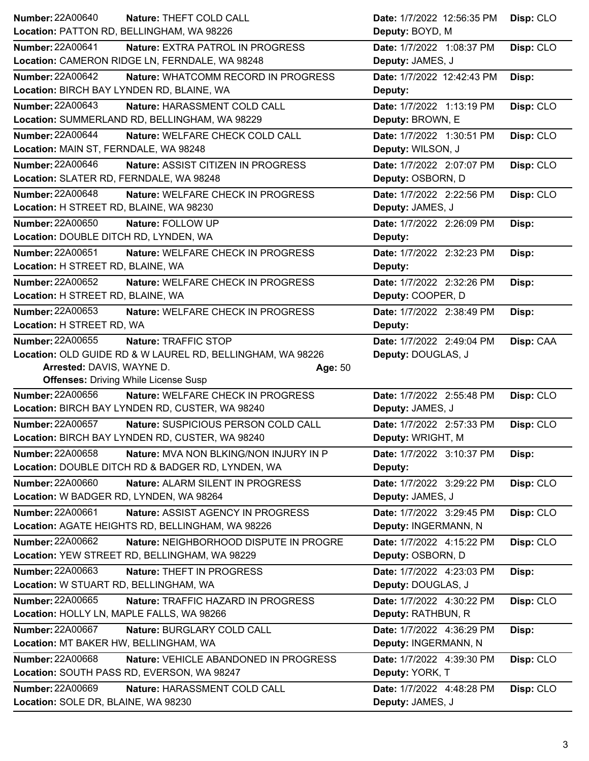| Number | Nature | Date | Disp |
|---|---|---|---|
| 22A00640 | THEFT COLD CALL | 1/7/2022 12:56:35 PM | CLO |
| Location: PATTON RD, BELLINGHAM, WA 98226 | | Deputy: BOYD, M | |
| 22A00641 | EXTRA PATROL IN PROGRESS | 1/7/2022 1:08:37 PM | CLO |
| Location: CAMERON RIDGE LN, FERNDALE, WA 98248 | | Deputy: JAMES, J | |
| 22A00642 | WHATCOMM RECORD IN PROGRESS | 1/7/2022 12:42:43 PM | |
| Location: BIRCH BAY LYNDEN RD, BLAINE, WA | | Deputy: | |
| 22A00643 | HARASSMENT COLD CALL | 1/7/2022 1:13:19 PM | CLO |
| Location: SUMMERLAND RD, BELLINGHAM, WA 98229 | | Deputy: BROWN, E | |
| 22A00644 | WELFARE CHECK COLD CALL | 1/7/2022 1:30:51 PM | CLO |
| Location: MAIN ST, FERNDALE, WA 98248 | | Deputy: WILSON, J | |
| 22A00646 | ASSIST CITIZEN IN PROGRESS | 1/7/2022 2:07:07 PM | CLO |
| Location: SLATER RD, FERNDALE, WA 98248 | | Deputy: OSBORN, D | |
| 22A00648 | WELFARE CHECK IN PROGRESS | 1/7/2022 2:22:56 PM | CLO |
| Location: H STREET RD, BLAINE, WA 98230 | | Deputy: JAMES, J | |
| 22A00650 | FOLLOW UP | 1/7/2022 2:26:09 PM | |
| Location: DOUBLE DITCH RD, LYNDEN, WA | | Deputy: | |
| 22A00651 | WELFARE CHECK IN PROGRESS | 1/7/2022 2:32:23 PM | |
| Location: H STREET RD, BLAINE, WA | | Deputy: | |
| 22A00652 | WELFARE CHECK IN PROGRESS | 1/7/2022 2:32:26 PM | |
| Location: H STREET RD, BLAINE, WA | | Deputy: COOPER, D | |
| 22A00653 | WELFARE CHECK IN PROGRESS | 1/7/2022 2:38:49 PM | |
| Location: H STREET RD, WA | | Deputy: | |
| 22A00655 | TRAFFIC STOP | 1/7/2022 2:49:04 PM | CAA |
| Location: OLD GUIDE RD & W LAUREL RD, BELLINGHAM, WA 98226 | | Deputy: DOUGLAS, J | |
| Arrested: DAVIS, WAYNE D. | Age: 50 | | |
| Offenses: Driving While License Susp | | | |
| 22A00656 | WELFARE CHECK IN PROGRESS | 1/7/2022 2:55:48 PM | CLO |
| Location: BIRCH BAY LYNDEN RD, CUSTER, WA 98240 | | Deputy: JAMES, J | |
| 22A00657 | SUSPICIOUS PERSON COLD CALL | 1/7/2022 2:57:33 PM | CLO |
| Location: BIRCH BAY LYNDEN RD, CUSTER, WA 98240 | | Deputy: WRIGHT, M | |
| 22A00658 | MVA NON BLKING/NON INJURY IN P | 1/7/2022 3:10:37 PM | |
| Location: DOUBLE DITCH RD & BADGER RD, LYNDEN, WA | | Deputy: | |
| 22A00660 | ALARM SILENT IN PROGRESS | 1/7/2022 3:29:22 PM | CLO |
| Location: W BADGER RD, LYNDEN, WA 98264 | | Deputy: JAMES, J | |
| 22A00661 | ASSIST AGENCY IN PROGRESS | 1/7/2022 3:29:45 PM | CLO |
| Location: AGATE HEIGHTS RD, BELLINGHAM, WA 98226 | | Deputy: INGERMANN, N | |
| 22A00662 | NEIGHBORHOOD DISPUTE IN PROGRE | 1/7/2022 4:15:22 PM | CLO |
| Location: YEW STREET RD, BELLINGHAM, WA 98229 | | Deputy: OSBORN, D | |
| 22A00663 | THEFT IN PROGRESS | 1/7/2022 4:23:03 PM | |
| Location: W STUART RD, BELLINGHAM, WA | | Deputy: DOUGLAS, J | |
| 22A00665 | TRAFFIC HAZARD IN PROGRESS | 1/7/2022 4:30:22 PM | CLO |
| Location: HOLLY LN, MAPLE FALLS, WA 98266 | | Deputy: RATHBUN, R | |
| 22A00667 | BURGLARY COLD CALL | 1/7/2022 4:36:29 PM | |
| Location: MT BAKER HW, BELLINGHAM, WA | | Deputy: INGERMANN, N | |
| 22A00668 | VEHICLE ABANDONED IN PROGRESS | 1/7/2022 4:39:30 PM | CLO |
| Location: SOUTH PASS RD, EVERSON, WA 98247 | | Deputy: YORK, T | |
| 22A00669 | HARASSMENT COLD CALL | 1/7/2022 4:48:28 PM | CLO |
| Location: SOLE DR, BLAINE, WA 98230 | | Deputy: JAMES, J | |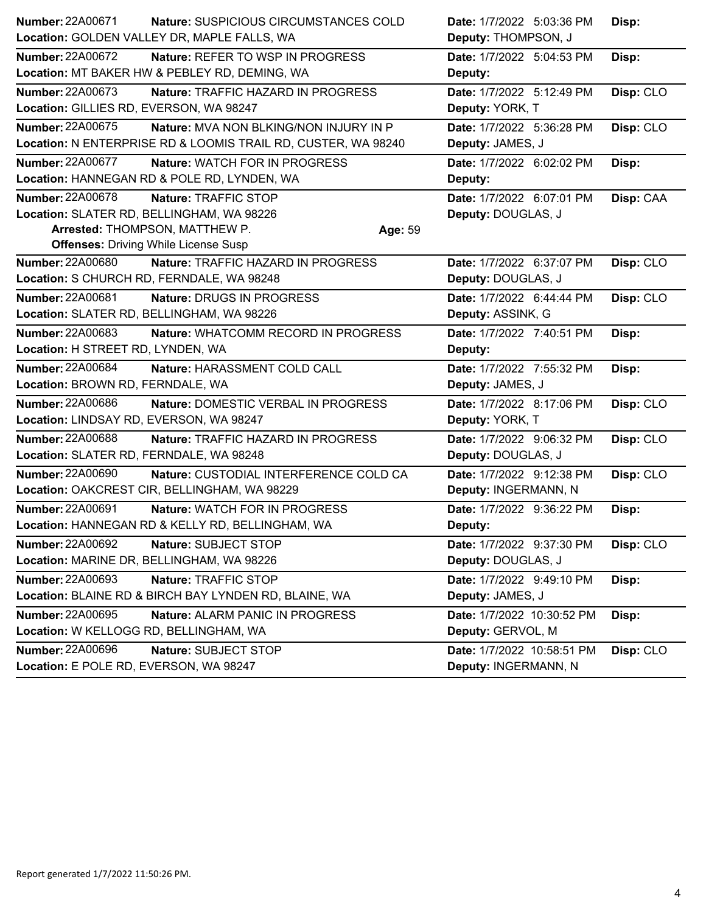**Number:** 22A00671 **Nature:** SUSPICIOUS CIRCUMSTANCES COLD **Date:** 1/7/2022 5:03:36 PM **Disp:**
**Location:** GOLDEN VALLEY DR, MAPLE FALLS, WA **Deputy:** THOMPSON, J

---

**Number:** 22A00672 **Nature:** REFER TO WSP IN PROGRESS **Date:** 1/7/2022 5:04:53 PM **Disp:**
**Location:** MT BAKER HW & PEBLEY RD, DEMING, WA **Deputy:**

---

**Number:** 22A00673 **Nature:** TRAFFIC HAZARD IN PROGRESS **Date:** 1/7/2022 5:12:49 PM **Disp:** CLO
**Location:** GILLIES RD, EVERSON, WA 98247 **Deputy:** YORK, T

---

**Number:** 22A00675 **Nature:** MVA NON BLKING/NON INJURY IN P **Date:** 1/7/2022 5:36:28 PM **Disp:** CLO
**Location:** N ENTERPRISE RD & LOOMIS TRAIL RD, CUSTER, WA 98240 **Deputy:** JAMES, J

---

**Number:** 22A00677 **Nature:** WATCH FOR IN PROGRESS **Date:** 1/7/2022 6:02:02 PM **Disp:**
**Location:** HANNEGAN RD & POLE RD, LYNDEN, WA **Deputy:**

---

**Number:** 22A00678 **Nature:** TRAFFIC STOP **Date:** 1/7/2022 6:07:01 PM **Disp:** CAA
**Location:** SLATER RD, BELLINGHAM, WA 98226 **Deputy:** DOUGLAS, J
**Arrested:** THOMPSON, MATTHEW P. **Age:** 59
**Offenses:** Driving While License Susp

---

**Number:** 22A00680 **Nature:** TRAFFIC HAZARD IN PROGRESS **Date:** 1/7/2022 6:37:07 PM **Disp:** CLO
**Location:** S CHURCH RD, FERNDALE, WA 98248 **Deputy:** DOUGLAS, J

---

**Number:** 22A00681 **Nature:** DRUGS IN PROGRESS **Date:** 1/7/2022 6:44:44 PM **Disp:** CLO
**Location:** SLATER RD, BELLINGHAM, WA 98226 **Deputy:** ASSINK, G

---

**Number:** 22A00683 **Nature:** WHATCOMM RECORD IN PROGRESS **Date:** 1/7/2022 7:40:51 PM **Disp:**
**Location:** H STREET RD, LYNDEN, WA **Deputy:**

---

**Number:** 22A00684 **Nature:** HARASSMENT COLD CALL **Date:** 1/7/2022 7:55:32 PM **Disp:**
**Location:** BROWN RD, FERNDALE, WA **Deputy:** JAMES, J

---

**Number:** 22A00686 **Nature:** DOMESTIC VERBAL IN PROGRESS **Date:** 1/7/2022 8:17:06 PM **Disp:** CLO
**Location:** LINDSAY RD, EVERSON, WA 98247 **Deputy:** YORK, T

---

**Number:** 22A00688 **Nature:** TRAFFIC HAZARD IN PROGRESS **Date:** 1/7/2022 9:06:32 PM **Disp:** CLO
**Location:** SLATER RD, FERNDALE, WA 98248 **Deputy:** DOUGLAS, J

---

**Number:** 22A00690 **Nature:** CUSTODIAL INTERFERENCE COLD CA **Date:** 1/7/2022 9:12:38 PM **Disp:** CLO
**Location:** OAKCREST CIR, BELLINGHAM, WA 98229 **Deputy:** INGERMANN, N

---

**Number:** 22A00691 **Nature:** WATCH FOR IN PROGRESS **Date:** 1/7/2022 9:36:22 PM **Disp:**
**Location:** HANNEGAN RD & KELLY RD, BELLINGHAM, WA **Deputy:**

---

**Number:** 22A00692 **Nature:** SUBJECT STOP **Date:** 1/7/2022 9:37:30 PM **Disp:** CLO
**Location:** MARINE DR, BELLINGHAM, WA 98226 **Deputy:** DOUGLAS, J

---

**Number:** 22A00693 **Nature:** TRAFFIC STOP **Date:** 1/7/2022 9:49:10 PM **Disp:**
**Location:** BLAINE RD & BIRCH BAY LYNDEN RD, BLAINE, WA **Deputy:** JAMES, J

---

**Number:** 22A00695 **Nature:** ALARM PANIC IN PROGRESS **Date:** 1/7/2022 10:30:52 PM **Disp:**
**Location:** W KELLOGG RD, BELLINGHAM, WA **Deputy:** GERVOL, M

---

**Number:** 22A00696 **Nature:** SUBJECT STOP **Date:** 1/7/2022 10:58:51 PM **Disp:** CLO
**Location:** E POLE RD, EVERSON, WA 98247 **Deputy:** INGERMANN, N

---

Report generated 1/7/2022 11:50:26 PM.